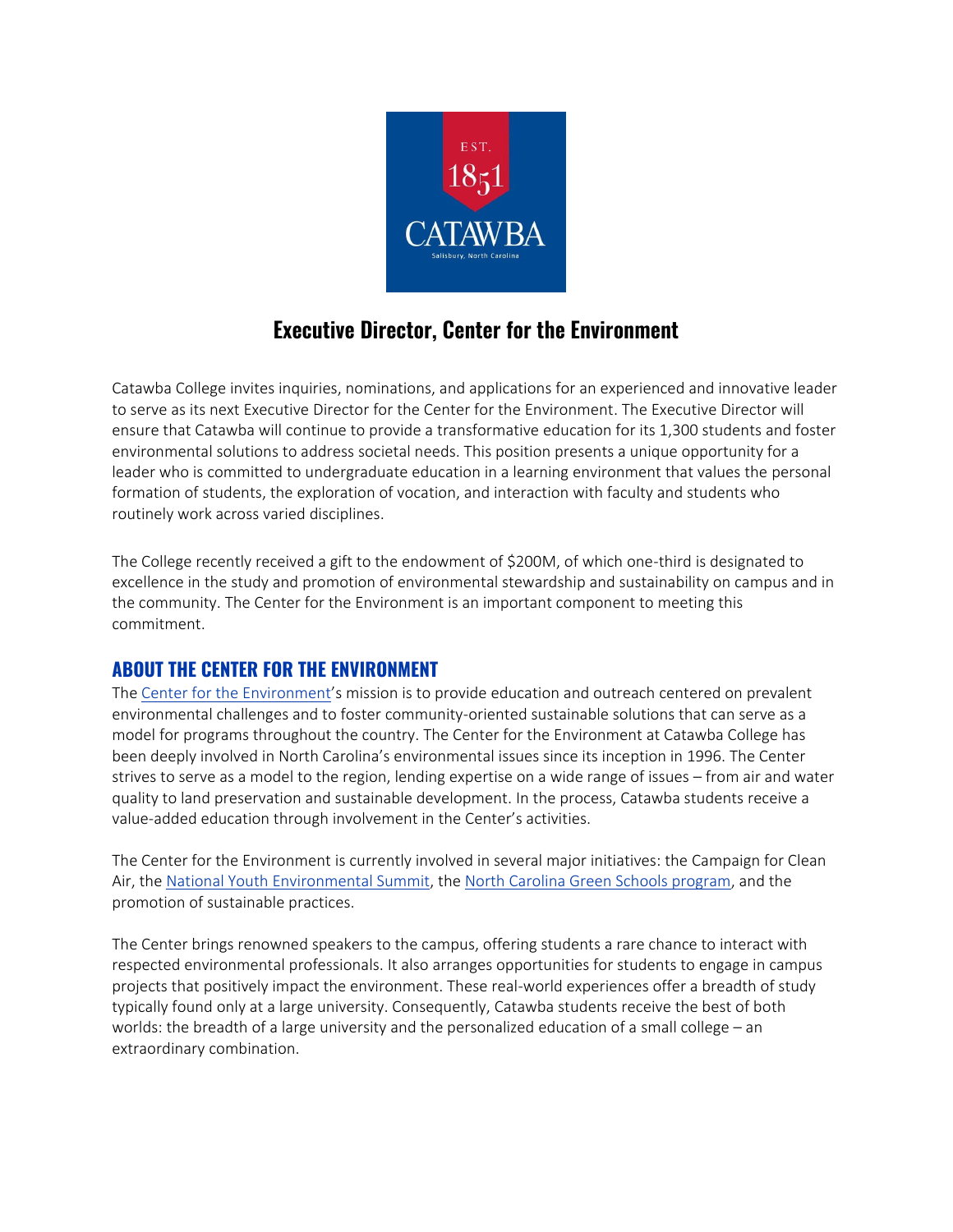# Executive Director, Center for the Environment

Catawba College invites inquiries, nominations, and applications for an experienced and innovative leader to serve as its next Executive Director for the Center for the Environment. The Executive Director will ensure that Catawba will continue to provide a transformative education for its 1,300 students and foster environmental solutions to address societal needs. This position presents a unique opportunity for a leader who is committed to undergraduate education in a learning environment that values the personal formation of students, the exploration of vocation, and interaction with faculty and students who routinely work across varied disciplines.

The College recently received a gift to the endowment of $200M, of which one-third is designated to excellence in the study and promotion of environmental stewardship and sustainability on campus and in the community. The Center for the Environment is an important component to meeting this commitment.

## ABOUT THE CENTER FOR THE ENVIRONMENT

The Center for the Environment's mission is to provide education and outreach centered on prevalent environmental challenges and to foster community-oriented sustainable solutions that can serve as a model for programs throughout the country. The Center for the Environment at Catawba College has been deeply involved in North Carolina's environmental issues since its inception in 1996. The Center strives to serve as a model to the region, lending expertise on a wide range of issues – from air and water quality to land preservation and sustainable development. In the process, Catawba students receive a value-added education through involvement in the Center's activities.

The Center for the Environment is currently involved in several major initiatives: the Campaign for Clean Air, the National Youth Environmental Summit, the North Carolina Green Schools program, and the promotion of sustainable practices.

The Center brings renowned speakers to the campus, offering students a rare chance to interact with respected environmental professionals. It also arranges opportunities for students to engage in campus projects that positively impact the environment. These real-world experiences offer a breadth of study typically found only at a large university. Consequently, Catawba students receive the best of both worlds: the breadth of a large university and the personalized education of a small college – an extraordinary combination.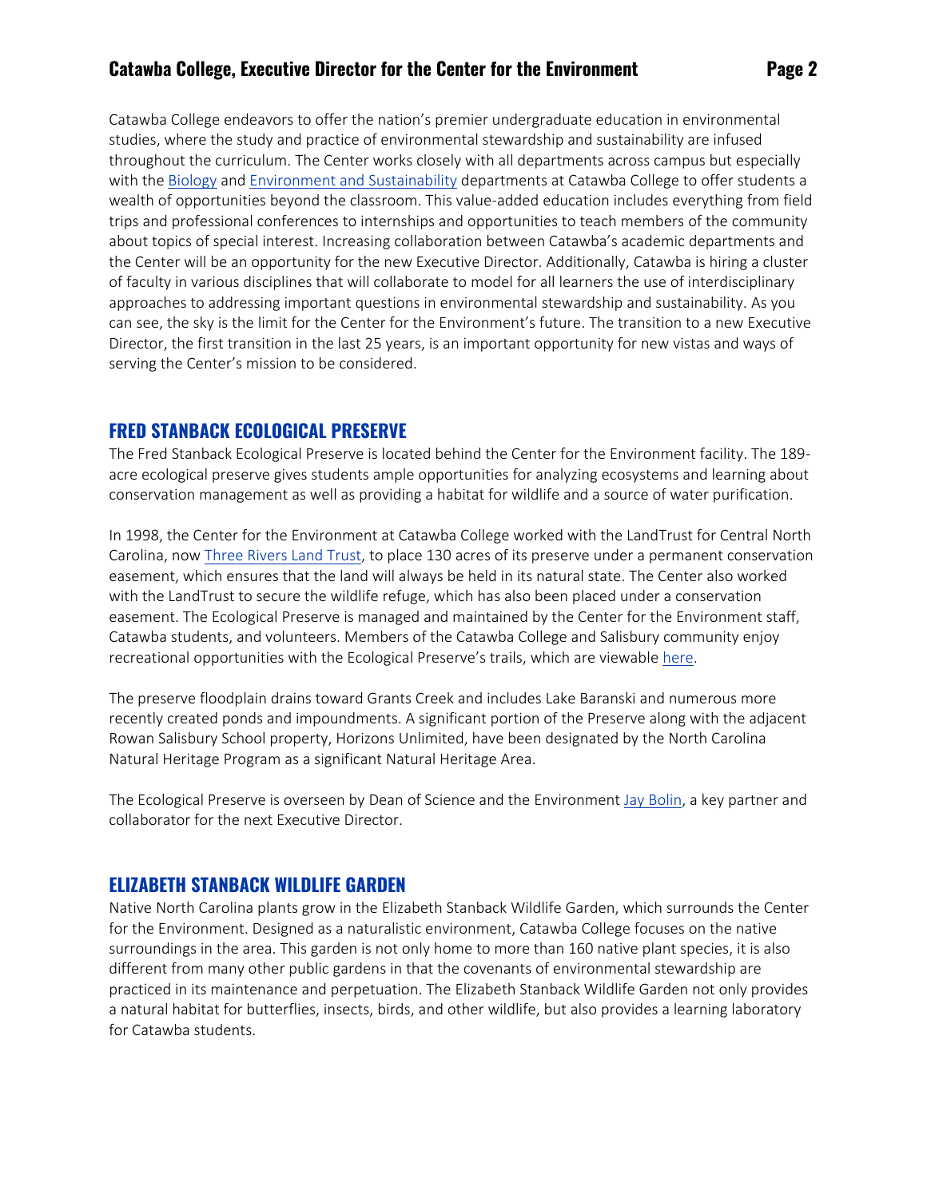Catawba College endeavors to offer the nation's premier undergraduate education in environmental studies, where the study and practice of environmental stewardship and sustainability are infused throughout the curriculum. The Center works closely with all departments across campus but especially with the Biology and Environment and Sustainability departments at Catawba College to offer students a wealth of opportunities beyond the classroom. This value-added education includes everything from field trips and professional conferences to internships and opportunities to teach members of the community about topics of special interest. Increasing collaboration between Catawba's academic departments and the Center will be an opportunity for the new Executive Director. Additionally, Catawba is hiring a cluster of faculty in various disciplines that will collaborate to model for all learners the use of interdisciplinary approaches to addressing important questions in environmental stewardship and sustainability. As you can see, the sky is the limit for the Center for the Environment's future. The transition to a new Executive Director, the first transition in the last 25 years, is an important opportunity for new vistas and ways of serving the Center's mission to be considered.

## FRED STANBACK ECOLOGICAL PRESERVE

The Fred Stanback Ecological Preserve is located behind the Center for the Environment facility. The 189-acre ecological preserve gives students ample opportunities for analyzing ecosystems and learning about conservation management as well as providing a habitat for wildlife and a source of water purification.

In 1998, the Center for the Environment at Catawba College worked with the LandTrust for Central North Carolina, now Three Rivers Land Trust, to place 130 acres of its preserve under a permanent conservation easement, which ensures that the land will always be held in its natural state. The Center also worked with the LandTrust to secure the wildlife refuge, which has also been placed under a conservation easement. The Ecological Preserve is managed and maintained by the Center for the Environment staff, Catawba students, and volunteers. Members of the Catawba College and Salisbury community enjoy recreational opportunities with the Ecological Preserve's trails, which are viewable here.

The preserve floodplain drains toward Grants Creek and includes Lake Baranski and numerous more recently created ponds and impoundments. A significant portion of the Preserve along with the adjacent Rowan Salisbury School property, Horizons Unlimited, have been designated by the North Carolina Natural Heritage Program as a significant Natural Heritage Area.

The Ecological Preserve is overseen by Dean of Science and the Environment Jay Bolin, a key partner and collaborator for the next Executive Director.

## ELIZABETH STANBACK WILDLIFE GARDEN

Native North Carolina plants grow in the Elizabeth Stanback Wildlife Garden, which surrounds the Center for the Environment. Designed as a naturalistic environment, Catawba College focuses on the native surroundings in the area. This garden is not only home to more than 160 native plant species, it is also different from many other public gardens in that the covenants of environmental stewardship are practiced in its maintenance and perpetuation. The Elizabeth Stanback Wildlife Garden not only provides a natural habitat for butterflies, insects, birds, and other wildlife, but also provides a learning laboratory for Catawba students.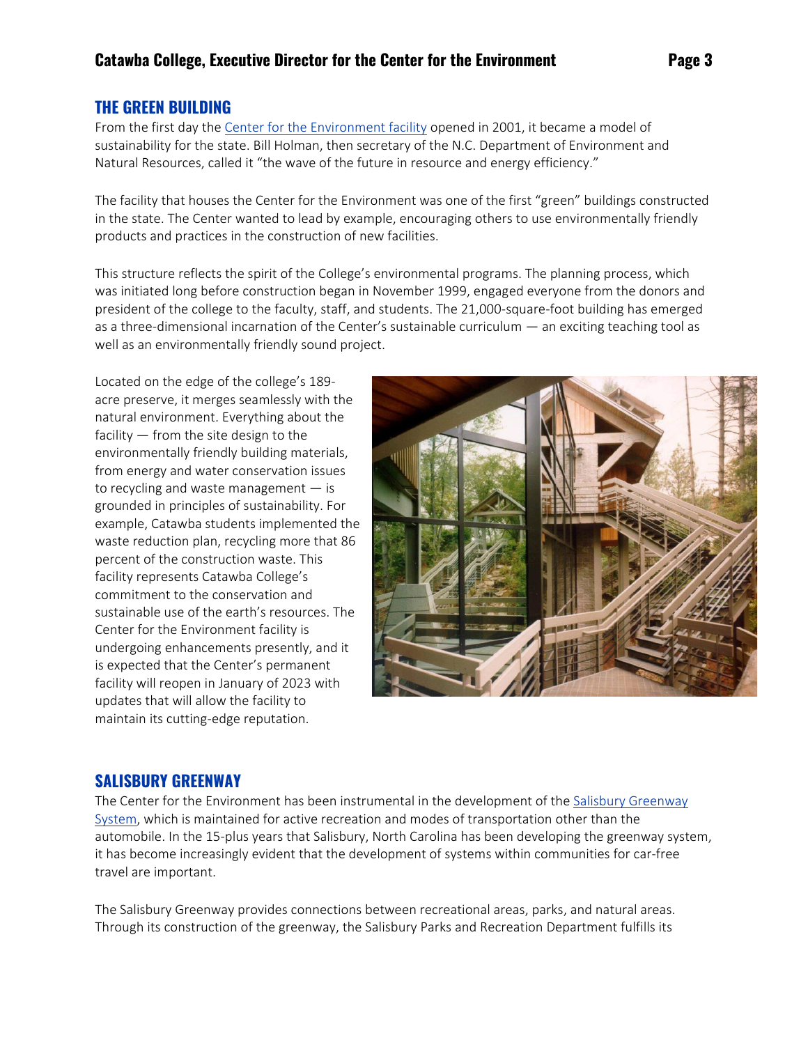## THE GREEN BUILDING

From the first day the Center for the Environment facility opened in 2001, it became a model of sustainability for the state. Bill Holman, then secretary of the N.C. Department of Environment and Natural Resources, called it "the wave of the future in resource and energy efficiency."

The facility that houses the Center for the Environment was one of the first "green" buildings constructed in the state. The Center wanted to lead by example, encouraging others to use environmentally friendly products and practices in the construction of new facilities.

This structure reflects the spirit of the College's environmental programs. The planning process, which was initiated long before construction began in November 1999, engaged everyone from the donors and president of the college to the faculty, staff, and students. The 21,000-square-foot building has emerged as a three-dimensional incarnation of the Center's sustainable curriculum — an exciting teaching tool as well as an environmentally friendly sound project.

Located on the edge of the college's 189-acre preserve, it merges seamlessly with the natural environment. Everything about the facility — from the site design to the environmentally friendly building materials, from energy and water conservation issues to recycling and waste management — is grounded in principles of sustainability. For example, Catawba students implemented the waste reduction plan, recycling more that 86 percent of the construction waste. This facility represents Catawba College's commitment to the conservation and sustainable use of the earth's resources. The Center for the Environment facility is undergoing enhancements presently, and it is expected that the Center's permanent facility will reopen in January of 2023 with updates that will allow the facility to maintain its cutting-edge reputation.

## SALISBURY GREENWAY

The Center for the Environment has been instrumental in the development of the Salisbury Greenway System, which is maintained for active recreation and modes of transportation other than the automobile. In the 15-plus years that Salisbury, North Carolina has been developing the greenway system, it has become increasingly evident that the development of systems within communities for car-free travel are important.

The Salisbury Greenway provides connections between recreational areas, parks, and natural areas. Through its construction of the greenway, the Salisbury Parks and Recreation Department fulfills its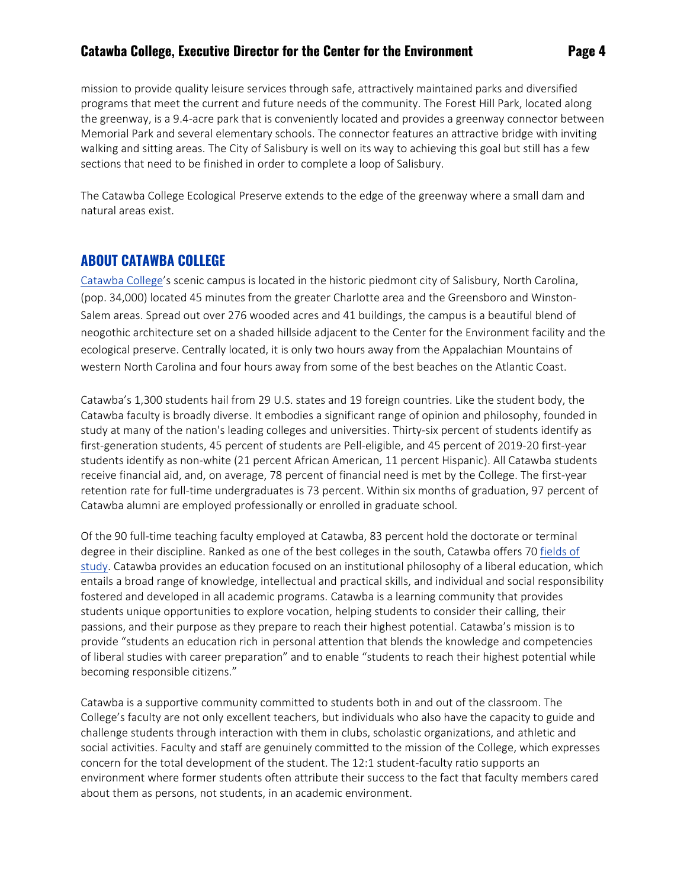mission to provide quality leisure services through safe, attractively maintained parks and diversified programs that meet the current and future needs of the community. The Forest Hill Park, located along the greenway, is a 9.4-acre park that is conveniently located and provides a greenway connector between Memorial Park and several elementary schools. The connector features an attractive bridge with inviting walking and sitting areas. The City of Salisbury is well on its way to achieving this goal but still has a few sections that need to be finished in order to complete a loop of Salisbury.

The Catawba College Ecological Preserve extends to the edge of the greenway where a small dam and natural areas exist.

## ABOUT CATAWBA COLLEGE

Catawba College's scenic campus is located in the historic piedmont city of Salisbury, North Carolina, (pop. 34,000) located 45 minutes from the greater Charlotte area and the Greensboro and Winston-Salem areas. Spread out over 276 wooded acres and 41 buildings, the campus is a beautiful blend of neogothic architecture set on a shaded hillside adjacent to the Center for the Environment facility and the ecological preserve. Centrally located, it is only two hours away from the Appalachian Mountains of western North Carolina and four hours away from some of the best beaches on the Atlantic Coast.

Catawba's 1,300 students hail from 29 U.S. states and 19 foreign countries. Like the student body, the Catawba faculty is broadly diverse. It embodies a significant range of opinion and philosophy, founded in study at many of the nation's leading colleges and universities. Thirty-six percent of students identify as first-generation students, 45 percent of students are Pell-eligible, and 45 percent of 2019-20 first-year students identify as non-white (21 percent African American, 11 percent Hispanic). All Catawba students receive financial aid, and, on average, 78 percent of financial need is met by the College. The first-year retention rate for full-time undergraduates is 73 percent. Within six months of graduation, 97 percent of Catawba alumni are employed professionally or enrolled in graduate school.

Of the 90 full-time teaching faculty employed at Catawba, 83 percent hold the doctorate or terminal degree in their discipline. Ranked as one of the best colleges in the south, Catawba offers 70 fields of study. Catawba provides an education focused on an institutional philosophy of a liberal education, which entails a broad range of knowledge, intellectual and practical skills, and individual and social responsibility fostered and developed in all academic programs. Catawba is a learning community that provides students unique opportunities to explore vocation, helping students to consider their calling, their passions, and their purpose as they prepare to reach their highest potential. Catawba's mission is to provide "students an education rich in personal attention that blends the knowledge and competencies of liberal studies with career preparation" and to enable "students to reach their highest potential while becoming responsible citizens."

Catawba is a supportive community committed to students both in and out of the classroom. The College's faculty are not only excellent teachers, but individuals who also have the capacity to guide and challenge students through interaction with them in clubs, scholastic organizations, and athletic and social activities. Faculty and staff are genuinely committed to the mission of the College, which expresses concern for the total development of the student. The 12:1 student-faculty ratio supports an environment where former students often attribute their success to the fact that faculty members cared about them as persons, not students, in an academic environment.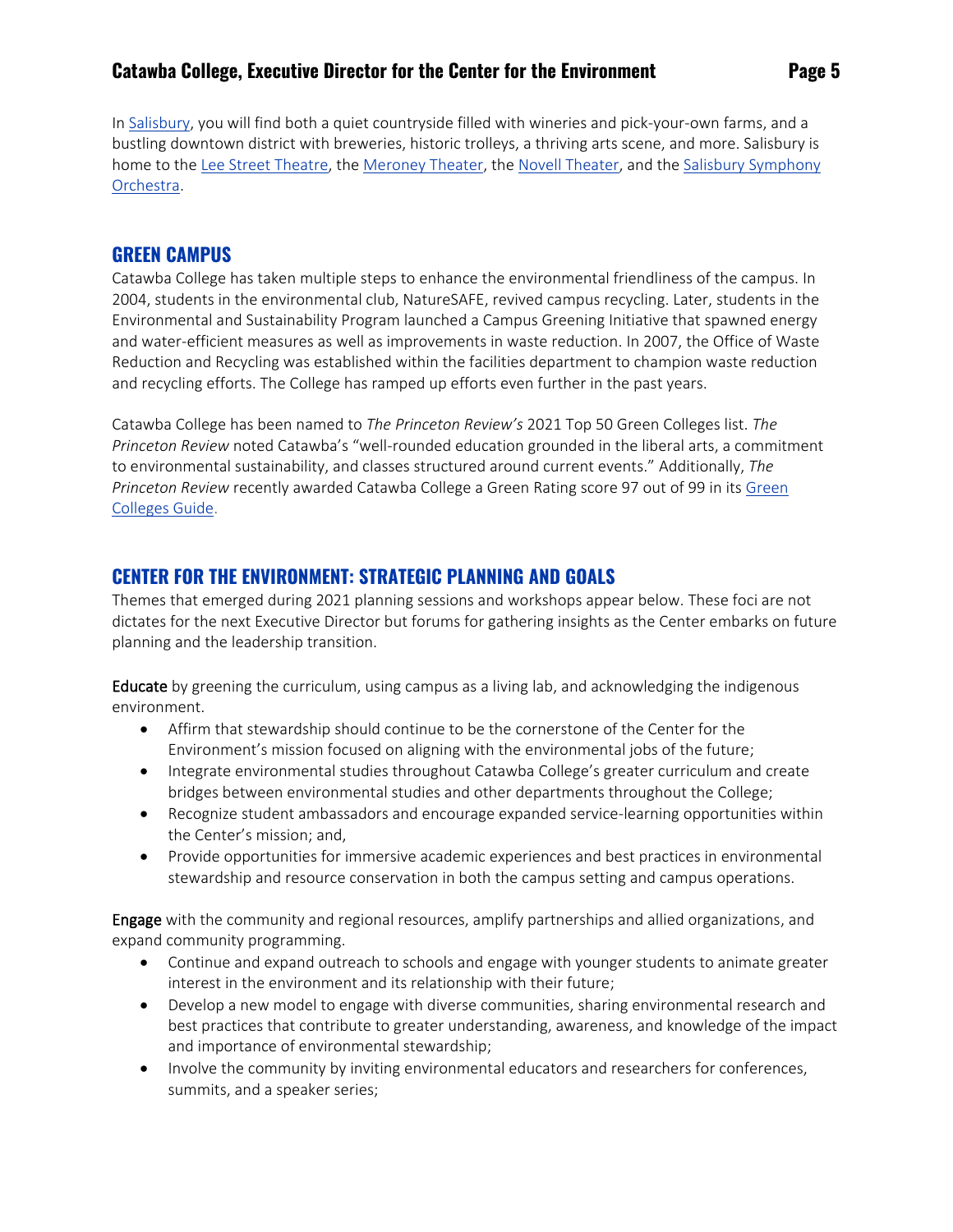In [Salisbury], you will find both a quiet countryside filled with wineries and pick-your-own farms, and a bustling downtown district with breweries, historic trolleys, a thriving arts scene, and more. Salisbury is home to the [Lee Street Theatre], the [Meroney Theater], the [Novell Theater], and the [Salisbury Symphony Orchestra].

## GREEN CAMPUS

Catawba College has taken multiple steps to enhance the environmental friendliness of the campus. In 2004, students in the environmental club, NatureSAFE, revived campus recycling. Later, students in the Environmental and Sustainability Program launched a Campus Greening Initiative that spawned energy and water-efficient measures as well as improvements in waste reduction. In 2007, the Office of Waste Reduction and Recycling was established within the facilities department to champion waste reduction and recycling efforts. The College has ramped up efforts even further in the past years.

Catawba College has been named to *The Princeton Review's* 2021 Top 50 Green Colleges list. *The Princeton Review* noted Catawba's "well-rounded education grounded in the liberal arts, a commitment to environmental sustainability, and classes structured around current events." Additionally, *The Princeton Review* recently awarded Catawba College a Green Rating score 97 out of 99 in its [Green Colleges Guide].

## CENTER FOR THE ENVIRONMENT: STRATEGIC PLANNING AND GOALS

Themes that emerged during 2021 planning sessions and workshops appear below. These foci are not dictates for the next Executive Director but forums for gathering insights as the Center embarks on future planning and the leadership transition.

**Educate** by greening the curriculum, using campus as a living lab, and acknowledging the indigenous environment.

- Affirm that stewardship should continue to be the cornerstone of the Center for the Environment's mission focused on aligning with the environmental jobs of the future;
- Integrate environmental studies throughout Catawba College's greater curriculum and create bridges between environmental studies and other departments throughout the College;
- Recognize student ambassadors and encourage expanded service-learning opportunities within the Center's mission; and,
- Provide opportunities for immersive academic experiences and best practices in environmental stewardship and resource conservation in both the campus setting and campus operations.

**Engage** with the community and regional resources, amplify partnerships and allied organizations, and expand community programming.

- Continue and expand outreach to schools and engage with younger students to animate greater interest in the environment and its relationship with their future;
- Develop a new model to engage with diverse communities, sharing environmental research and best practices that contribute to greater understanding, awareness, and knowledge of the impact and importance of environmental stewardship;
- Involve the community by inviting environmental educators and researchers for conferences, summits, and a speaker series;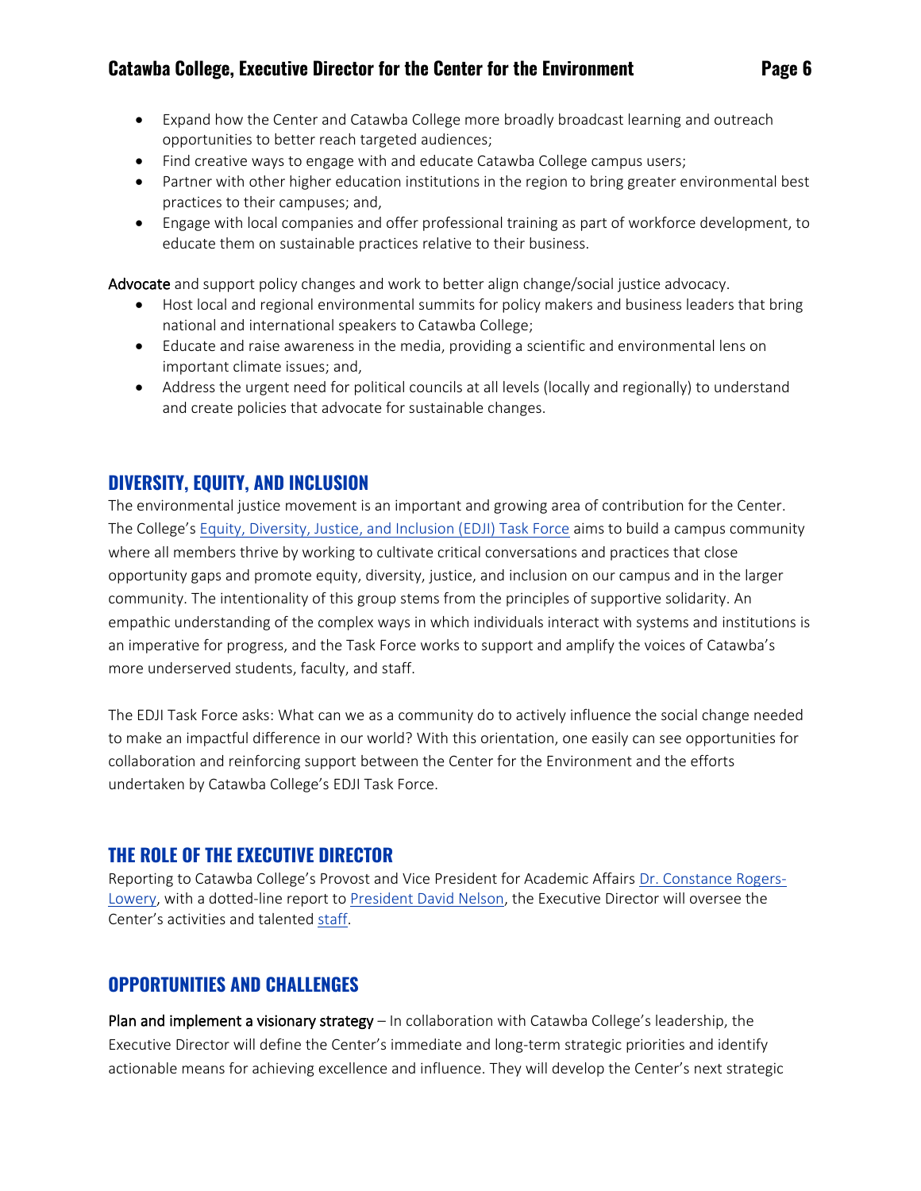- Expand how the Center and Catawba College more broadly broadcast learning and outreach opportunities to better reach targeted audiences;
- Find creative ways to engage with and educate Catawba College campus users;
- Partner with other higher education institutions in the region to bring greater environmental best practices to their campuses; and,
- Engage with local companies and offer professional training as part of workforce development, to educate them on sustainable practices relative to their business.

**Advocate** and support policy changes and work to better align change/social justice advocacy.

- Host local and regional environmental summits for policy makers and business leaders that bring national and international speakers to Catawba College;
- Educate and raise awareness in the media, providing a scientific and environmental lens on important climate issues; and,
- Address the urgent need for political councils at all levels (locally and regionally) to understand and create policies that advocate for sustainable changes.

## DIVERSITY, EQUITY, AND INCLUSION

The environmental justice movement is an important and growing area of contribution for the Center. The College's Equity, Diversity, Justice, and Inclusion (EDJI) Task Force aims to build a campus community where all members thrive by working to cultivate critical conversations and practices that close opportunity gaps and promote equity, diversity, justice, and inclusion on our campus and in the larger community. The intentionality of this group stems from the principles of supportive solidarity. An empathic understanding of the complex ways in which individuals interact with systems and institutions is an imperative for progress, and the Task Force works to support and amplify the voices of Catawba's more underserved students, faculty, and staff.

The EDJI Task Force asks: What can we as a community do to actively influence the social change needed to make an impactful difference in our world? With this orientation, one easily can see opportunities for collaboration and reinforcing support between the Center for the Environment and the efforts undertaken by Catawba College's EDJI Task Force.

## THE ROLE OF THE EXECUTIVE DIRECTOR

Reporting to Catawba College's Provost and Vice President for Academic Affairs Dr. Constance Rogers-Lowery, with a dotted-line report to President David Nelson, the Executive Director will oversee the Center's activities and talented staff.

## OPPORTUNITIES AND CHALLENGES

**Plan and implement a visionary strategy** – In collaboration with Catawba College's leadership, the Executive Director will define the Center's immediate and long-term strategic priorities and identify actionable means for achieving excellence and influence. They will develop the Center's next strategic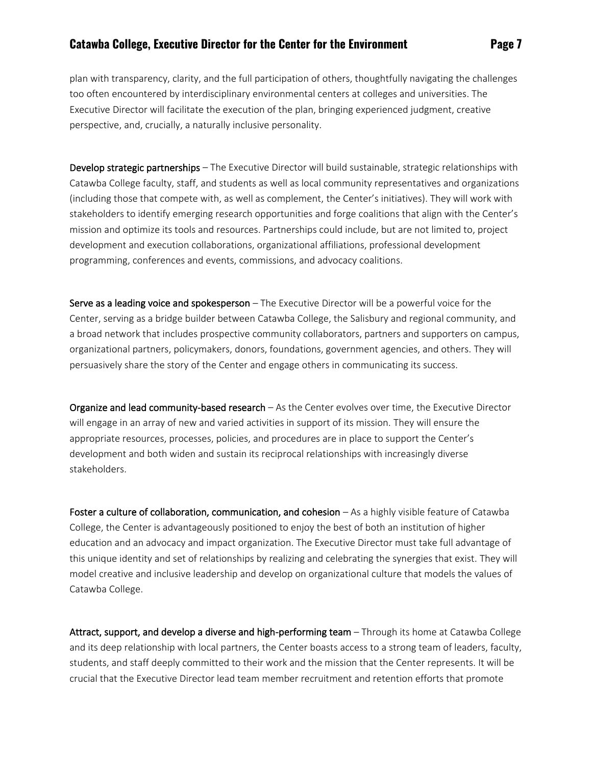plan with transparency, clarity, and the full participation of others, thoughtfully navigating the challenges too often encountered by interdisciplinary environmental centers at colleges and universities. The Executive Director will facilitate the execution of the plan, bringing experienced judgment, creative perspective, and, crucially, a naturally inclusive personality.

**Develop strategic partnerships** – The Executive Director will build sustainable, strategic relationships with Catawba College faculty, staff, and students as well as local community representatives and organizations (including those that compete with, as well as complement, the Center's initiatives). They will work with stakeholders to identify emerging research opportunities and forge coalitions that align with the Center's mission and optimize its tools and resources. Partnerships could include, but are not limited to, project development and execution collaborations, organizational affiliations, professional development programming, conferences and events, commissions, and advocacy coalitions.

**Serve as a leading voice and spokesperson** – The Executive Director will be a powerful voice for the Center, serving as a bridge builder between Catawba College, the Salisbury and regional community, and a broad network that includes prospective community collaborators, partners and supporters on campus, organizational partners, policymakers, donors, foundations, government agencies, and others. They will persuasively share the story of the Center and engage others in communicating its success.

**Organize and lead community-based research** – As the Center evolves over time, the Executive Director will engage in an array of new and varied activities in support of its mission. They will ensure the appropriate resources, processes, policies, and procedures are in place to support the Center's development and both widen and sustain its reciprocal relationships with increasingly diverse stakeholders.

**Foster a culture of collaboration, communication, and cohesion** – As a highly visible feature of Catawba College, the Center is advantageously positioned to enjoy the best of both an institution of higher education and an advocacy and impact organization. The Executive Director must take full advantage of this unique identity and set of relationships by realizing and celebrating the synergies that exist. They will model creative and inclusive leadership and develop on organizational culture that models the values of Catawba College.

**Attract, support, and develop a diverse and high-performing team** – Through its home at Catawba College and its deep relationship with local partners, the Center boasts access to a strong team of leaders, faculty, students, and staff deeply committed to their work and the mission that the Center represents. It will be crucial that the Executive Director lead team member recruitment and retention efforts that promote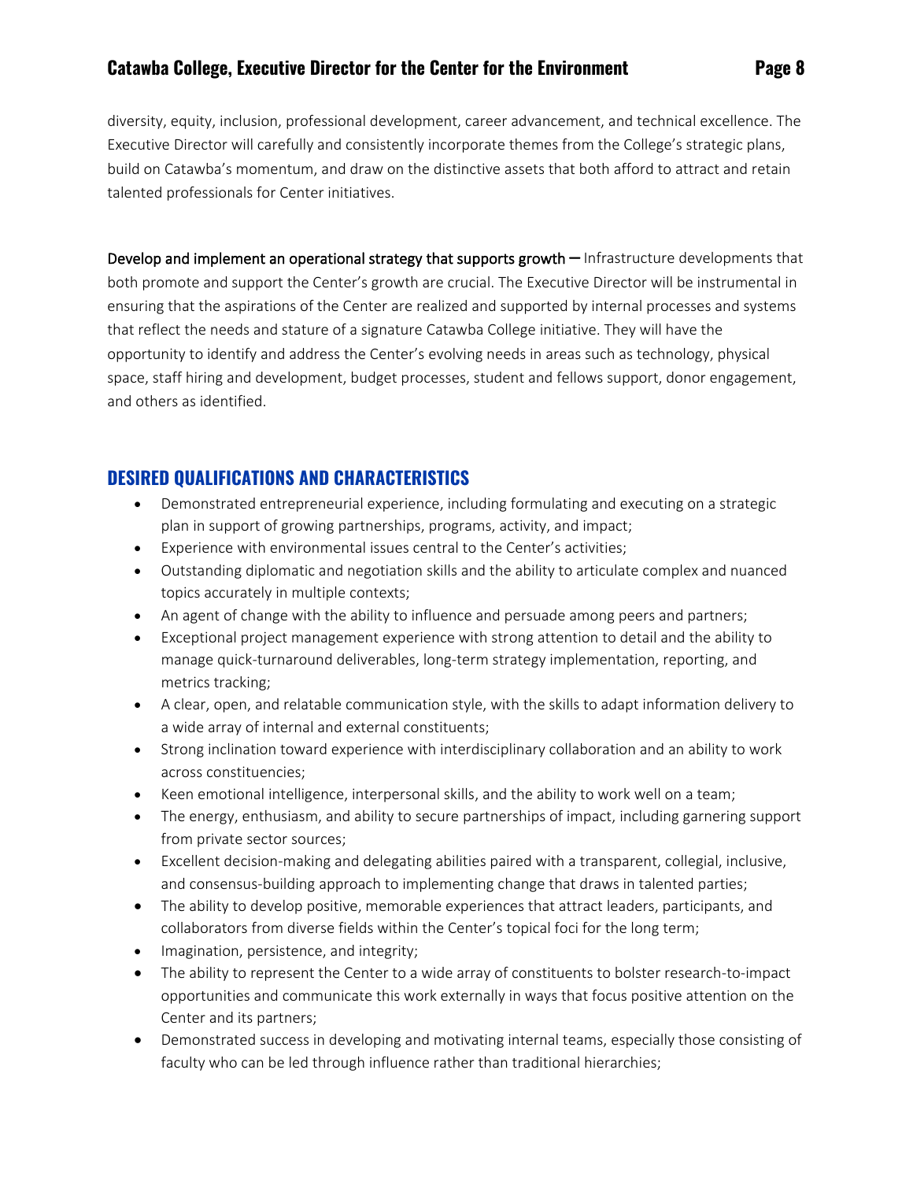diversity, equity, inclusion, professional development, career advancement, and technical excellence. The Executive Director will carefully and consistently incorporate themes from the College's strategic plans, build on Catawba's momentum, and draw on the distinctive assets that both afford to attract and retain talented professionals for Center initiatives.

Develop and implement an operational strategy that supports growth – Infrastructure developments that both promote and support the Center's growth are crucial. The Executive Director will be instrumental in ensuring that the aspirations of the Center are realized and supported by internal processes and systems that reflect the needs and stature of a signature Catawba College initiative. They will have the opportunity to identify and address the Center's evolving needs in areas such as technology, physical space, staff hiring and development, budget processes, student and fellows support, donor engagement, and others as identified.

## DESIRED QUALIFICATIONS AND CHARACTERISTICS

- Demonstrated entrepreneurial experience, including formulating and executing on a strategic plan in support of growing partnerships, programs, activity, and impact;
- Experience with environmental issues central to the Center's activities;
- Outstanding diplomatic and negotiation skills and the ability to articulate complex and nuanced topics accurately in multiple contexts;
- An agent of change with the ability to influence and persuade among peers and partners;
- Exceptional project management experience with strong attention to detail and the ability to manage quick-turnaround deliverables, long-term strategy implementation, reporting, and metrics tracking;
- A clear, open, and relatable communication style, with the skills to adapt information delivery to a wide array of internal and external constituents;
- Strong inclination toward experience with interdisciplinary collaboration and an ability to work across constituencies;
- Keen emotional intelligence, interpersonal skills, and the ability to work well on a team;
- The energy, enthusiasm, and ability to secure partnerships of impact, including garnering support from private sector sources;
- Excellent decision-making and delegating abilities paired with a transparent, collegial, inclusive, and consensus-building approach to implementing change that draws in talented parties;
- The ability to develop positive, memorable experiences that attract leaders, participants, and collaborators from diverse fields within the Center's topical foci for the long term;
- Imagination, persistence, and integrity;
- The ability to represent the Center to a wide array of constituents to bolster research-to-impact opportunities and communicate this work externally in ways that focus positive attention on the Center and its partners;
- Demonstrated success in developing and motivating internal teams, especially those consisting of faculty who can be led through influence rather than traditional hierarchies;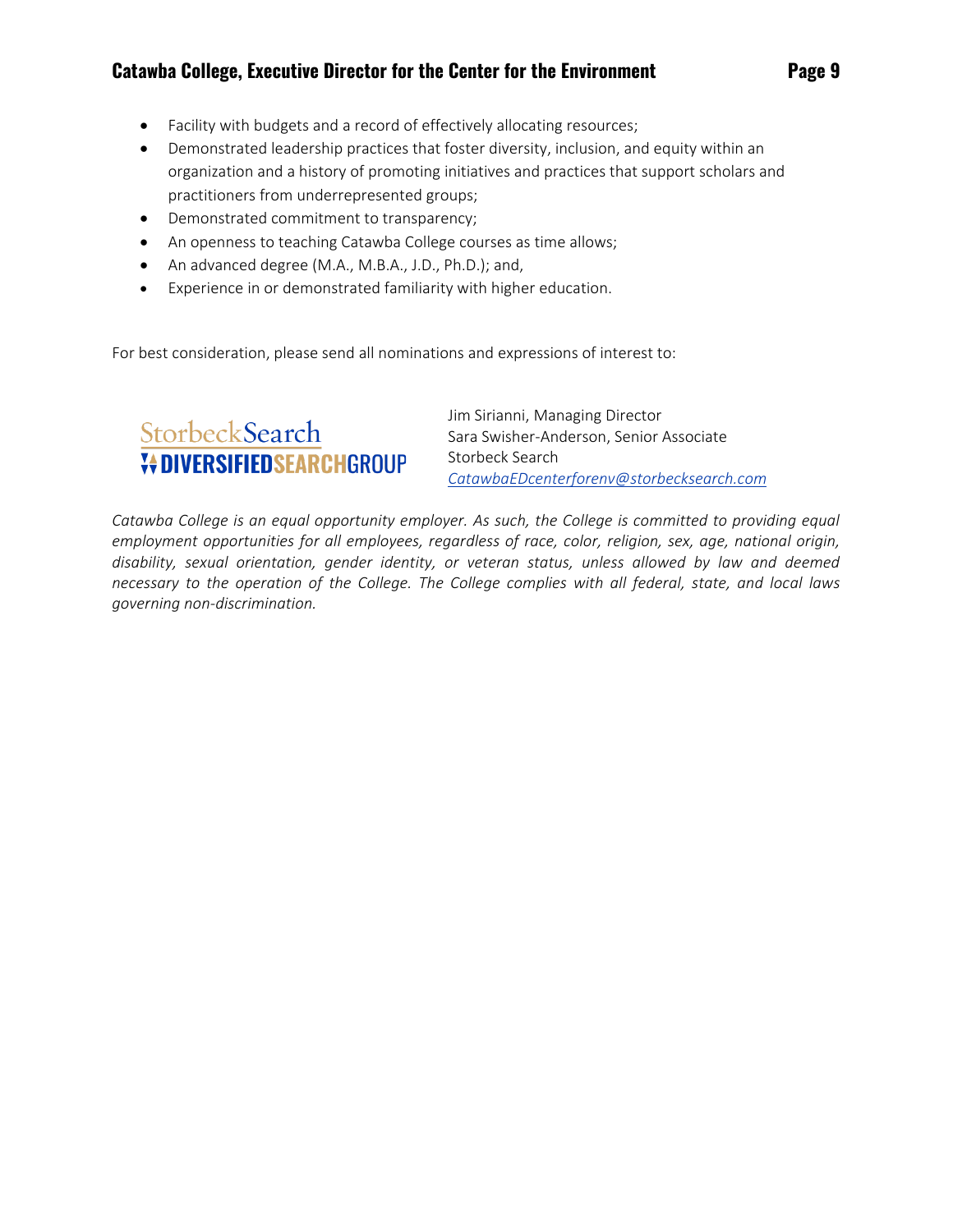- Facility with budgets and a record of effectively allocating resources;
- Demonstrated leadership practices that foster diversity, inclusion, and equity within an organization and a history of promoting initiatives and practices that support scholars and practitioners from underrepresented groups;
- Demonstrated commitment to transparency;
- An openness to teaching Catawba College courses as time allows;
- An advanced degree (M.A., M.B.A., J.D., Ph.D.); and,
- Experience in or demonstrated familiarity with higher education.

For best consideration, please send all nominations and expressions of interest to:

StorbeckSearch
DIVERSIFIEDSEARCHGROUP

Jim Sirianni, Managing Director
Sara Swisher-Anderson, Senior Associate
Storbeck Search
[CatawbaEDcenterforenv@storbecksearch.com](mailto:CatawbaEDcenterforenv@storbecksearch.com)

*Catawba College is an equal opportunity employer. As such, the College is committed to providing equal employment opportunities for all employees, regardless of race, color, religion, sex, age, national origin, disability, sexual orientation, gender identity, or veteran status, unless allowed by law and deemed necessary to the operation of the College. The College complies with all federal, state, and local laws governing non-discrimination.*